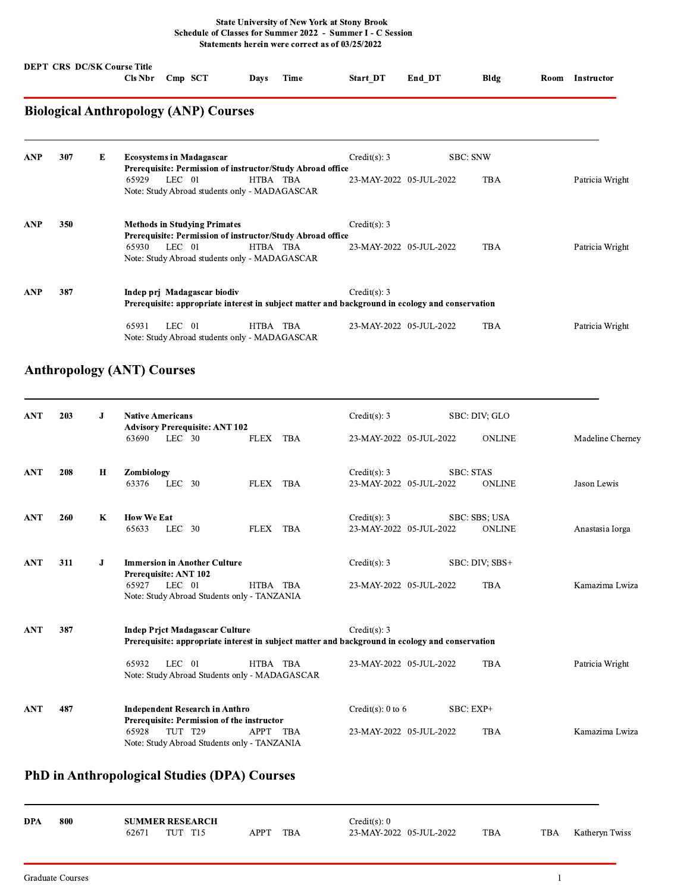**State University of New York at Stony Brook**
**Schedule of Classes for Summer 2022 - Summer I - C Session**
**Statements herein were correct as of 03/25/2022**

| DEPT | CRS | DC/SK | Course Title / Cls Nbr | Cmp | SCT | Days | Time | Start_DT | End_DT | Bldg | Room | Instructor |
|---|---|---|---|---|---|---|---|---|---|---|---|---|

## Biological Anthropology (ANP) Courses

| DEPT | CRS | DC/SK | Course Title / Cls Nbr | Cmp | SCT | Days | Time | Start_DT | End_DT | Bldg | Room | Instructor |
|---|---|---|---|---|---|---|---|---|---|---|---|---|
| **ANP** | **307** | **E** | **Ecosystems in Madagascar** | | | | | Credit(s): 3 | | SBC: SNW | | |
| | | | **Prerequisite: Permission of instructor/Study Abroad office** | | | | | | | | | |
| | | | 65929 | LEC | 01 | HTBA | TBA | 23-MAY-2022 | 05-JUL-2022 | TBA | | Patricia Wright |
| | | | Note: Study Abroad students only - MADAGASCAR | | | | | | | | | |
| **ANP** | **350** | | **Methods in Studying Primates** | | | | | Credit(s): 3 | | | | |
| | | | **Prerequisite: Permission of instructor/Study Abroad office** | | | | | | | | | |
| | | | 65930 | LEC | 01 | HTBA | TBA | 23-MAY-2022 | 05-JUL-2022 | TBA | | Patricia Wright |
| | | | Note: Study Abroad students only - MADAGASCAR | | | | | | | | | |
| **ANP** | **387** | | **Indep prj Madagascar biodiv** | | | | | Credit(s): 3 | | | | |
| | | | **Prerequisite: appropriate interest in subject matter and background in ecology and conservation** | | | | | | | | | |
| | | | 65931 | LEC | 01 | HTBA | TBA | 23-MAY-2022 | 05-JUL-2022 | TBA | | Patricia Wright |
| | | | Note: Study Abroad students only - MADAGASCAR | | | | | | | | | |

## Anthropology (ANT) Courses

| DEPT | CRS | DC/SK | Course Title / Cls Nbr | Cmp | SCT | Days | Time | Start_DT | End_DT | Bldg | Room | Instructor |
|---|---|---|---|---|---|---|---|---|---|---|---|---|
| **ANT** | **203** | **J** | **Native Americans** | | | | | Credit(s): 3 | | SBC: DIV; GLO | | |
| | | | **Advisory Prerequisite: ANT 102** | | | | | | | | | |
| | | | 63690 | LEC | 30 | FLEX | TBA | 23-MAY-2022 | 05-JUL-2022 | ONLINE | | Madeline Cherney |
| **ANT** | **208** | **H** | **Zombiology** | | | | | Credit(s): 3 | | SBC: STAS | | |
| | | | 63376 | LEC | 30 | FLEX | TBA | 23-MAY-2022 | 05-JUL-2022 | ONLINE | | Jason Lewis |
| **ANT** | **260** | **K** | **How We Eat** | | | | | Credit(s): 3 | | SBC: SBS; USA | | |
| | | | 65633 | LEC | 30 | FLEX | TBA | 23-MAY-2022 | 05-JUL-2022 | ONLINE | | Anastasia Iorga |
| **ANT** | **311** | **J** | **Immersion in Another Culture** | | | | | Credit(s): 3 | | SBC: DIV; SBS+ | | |
| | | | **Prerequisite: ANT 102** | | | | | | | | | |
| | | | 65927 | LEC | 01 | HTBA | TBA | 23-MAY-2022 | 05-JUL-2022 | TBA | | Kamazima Lwiza |
| | | | Note: Study Abroad Students only - TANZANIA | | | | | | | | | |
| **ANT** | **387** | | **Indep Prjct Madagascar Culture** | | | | | Credit(s): 3 | | | | |
| | | | **Prerequisite: appropriate interest in subject matter and background in ecology and conservation** | | | | | | | | | |
| | | | 65932 | LEC | 01 | HTBA | TBA | 23-MAY-2022 | 05-JUL-2022 | TBA | | Patricia Wright |
| | | | Note: Study Abroad Students only - MADAGASCAR | | | | | | | | | |
| **ANT** | **487** | | **Independent Research in Anthro** | | | | | Credit(s): 0 to 6 | | SBC: EXP+ | | |
| | | | **Prerequisite: Permission of the instructor** | | | | | | | | | |
| | | | 65928 | TUT | T29 | APPT | TBA | 23-MAY-2022 | 05-JUL-2022 | TBA | | Kamazima Lwiza |
| | | | Note: Study Abroad Students only - TANZANIA | | | | | | | | | |

## PhD in Anthropological Studies (DPA) Courses

| DEPT | CRS | DC/SK | Course Title / Cls Nbr | Cmp | SCT | Days | Time | Start_DT | End_DT | Bldg | Room | Instructor |
|---|---|---|---|---|---|---|---|---|---|---|---|---|
| **DPA** | **800** | | **SUMMER RESEARCH** | | | | | Credit(s): 0 | | | | |
| | | | 62671 | TUT | T15 | APPT | TBA | 23-MAY-2022 | 05-JUL-2022 | TBA | TBA | Katheryn Twiss |

Graduate Courses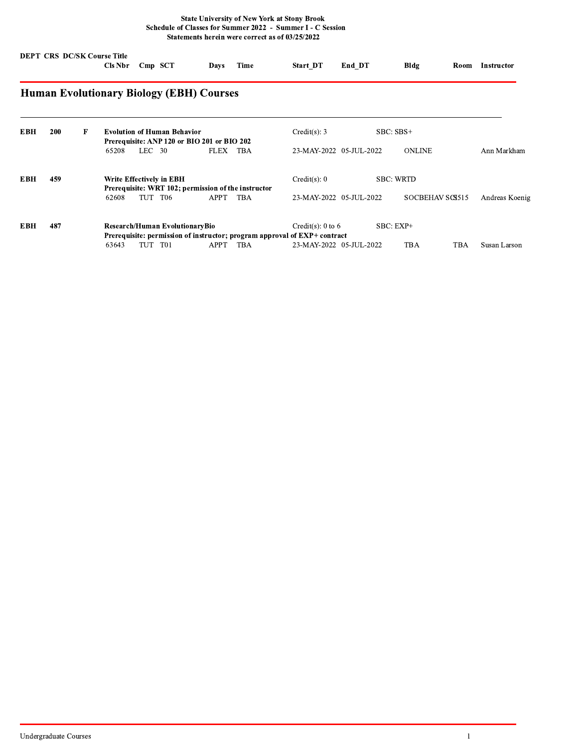State University of New York at Stony Brook
Schedule of Classes for Summer 2022 - Summer I - C Session
Statements herein were correct as of 03/25/2022

| DEPT | CRS | DC/SK | Course Title / Cls Nbr | Cmp | SCT | Days | Time | Start_DT | End_DT | Bldg | Room | Instructor |
|---|---|---|---|---|---|---|---|---|---|---|---|---|

## Human Evolutionary Biology (EBH) Courses

| DEPT | CRS | DC/SK | Course Title / Cls Nbr | Cmp | SCT | Days | Time | Start_DT | End_DT | Bldg | Room | Instructor |
|---|---|---|---|---|---|---|---|---|---|---|---|---|
| **EBH** | **200** | **F** | **Evolution of Human Behavior** | | | | | Credit(s): 3 | | SBC: SBS+ | | |
| | | | **Prerequisite: ANP 120 or BIO 201 or BIO 202** | | | | | | | | | |
| | | | 65208 | LEC | 30 | FLEX | TBA | 23-MAY-2022 | 05-JUL-2022 | ONLINE | | Ann Markham |
| **EBH** | **459** | | **Write Effectively in EBH** | | | | | Credit(s): 0 | | SBC: WRTD | | |
| | | | **Prerequisite: WRT 102; permission of the instructor** | | | | | | | | | |
| | | | 62608 | TUT | T06 | APPT | TBA | 23-MAY-2022 | 05-JUL-2022 | SOCBEHAV SCI | S515 | Andreas Koenig |
| **EBH** | **487** | | **Research/Human EvolutionaryBio** | | | | | Credit(s): 0 to 6 | | SBC: EXP+ | | |
| | | | **Prerequisite: permission of instructor; program approval of EXP+ contract** | | | | | | | | | |
| | | | 63643 | TUT | T01 | APPT | TBA | 23-MAY-2022 | 05-JUL-2022 | TBA | TBA | Susan Larson |

Undergraduate Courses